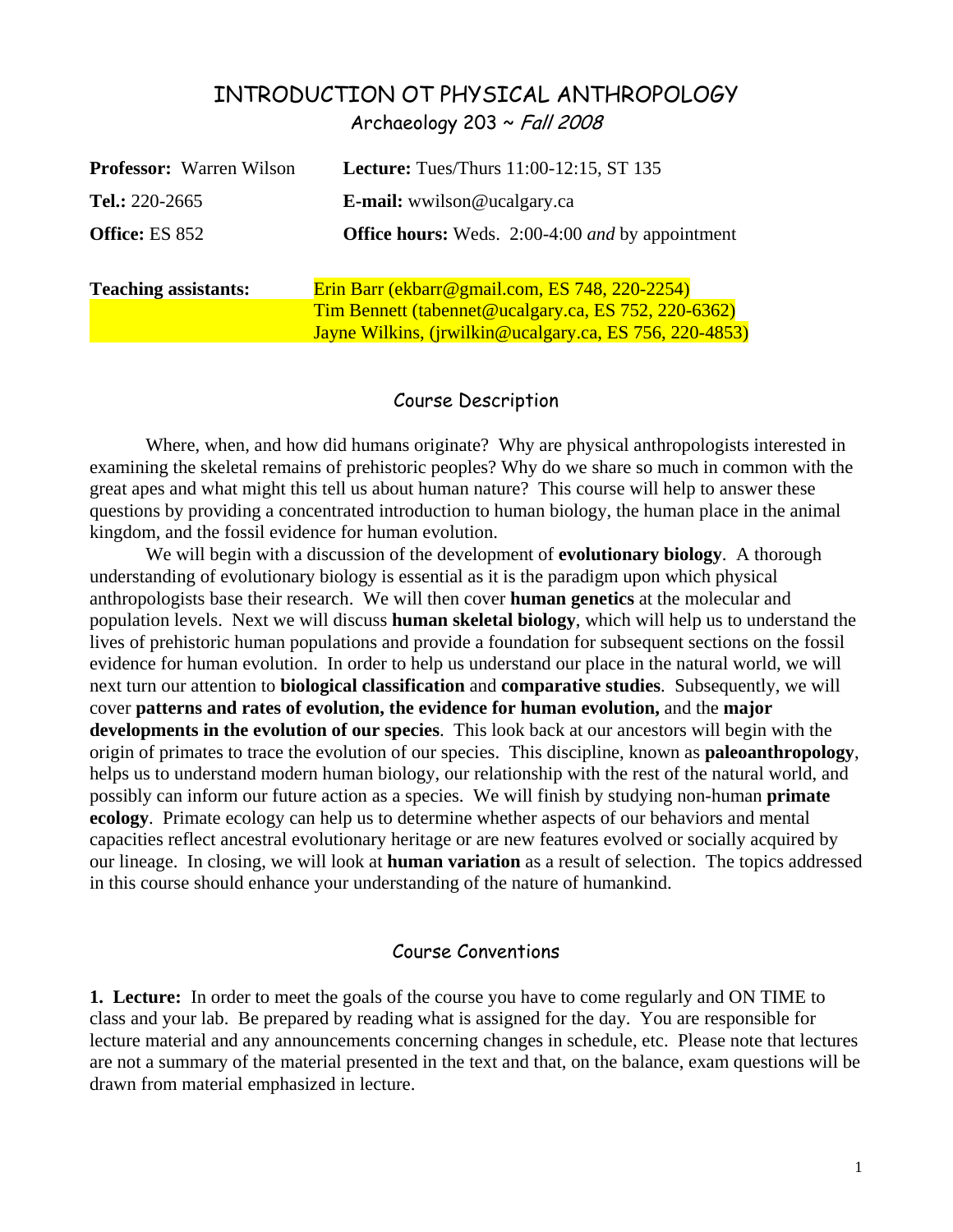# INTRODUCTION OT PHYSICAL ANTHROPOLOGY

Archaeology 203 ~ *Fall 2008*

**Professor:** Warren Wilson | **Lecture:** Tues/Thurs 11:00-12:15, ST 135

**Tel.:** 220-2665 | **E-mail:** wwilson@ucalgary.ca

**Office:** ES 852 | **Office hours:** Weds. 2:00-4:00 *and* by appointment

**Teaching assistants:**
Erin Barr (ekbarr@gmail.com, ES 748, 220-2254)
Tim Bennett (tabennet@ucalgary.ca, ES 752, 220-6362)
Jayne Wilkins, (jrwilkin@ucalgary.ca, ES 756, 220-4853)

## Course Description

Where, when, and how did humans originate? Why are physical anthropologists interested in examining the skeletal remains of prehistoric peoples? Why do we share so much in common with the great apes and what might this tell us about human nature? This course will help to answer these questions by providing a concentrated introduction to human biology, the human place in the animal kingdom, and the fossil evidence for human evolution.

We will begin with a discussion of the development of **evolutionary biology**. A thorough understanding of evolutionary biology is essential as it is the paradigm upon which physical anthropologists base their research. We will then cover **human genetics** at the molecular and population levels. Next we will discuss **human skeletal biology**, which will help us to understand the lives of prehistoric human populations and provide a foundation for subsequent sections on the fossil evidence for human evolution. In order to help us understand our place in the natural world, we will next turn our attention to **biological classification** and **comparative studies**. Subsequently, we will cover **patterns and rates of evolution, the evidence for human evolution,** and the **major developments in the evolution of our species**. This look back at our ancestors will begin with the origin of primates to trace the evolution of our species. This discipline, known as **paleoanthropology**, helps us to understand modern human biology, our relationship with the rest of the natural world, and possibly can inform our future action as a species. We will finish by studying non-human **primate ecology**. Primate ecology can help us to determine whether aspects of our behaviors and mental capacities reflect ancestral evolutionary heritage or are new features evolved or socially acquired by our lineage. In closing, we will look at **human variation** as a result of selection. The topics addressed in this course should enhance your understanding of the nature of humankind.

## Course Conventions

**1. Lecture:** In order to meet the goals of the course you have to come regularly and ON TIME to class and your lab. Be prepared by reading what is assigned for the day. You are responsible for lecture material and any announcements concerning changes in schedule, etc. Please note that lectures are not a summary of the material presented in the text and that, on the balance, exam questions will be drawn from material emphasized in lecture.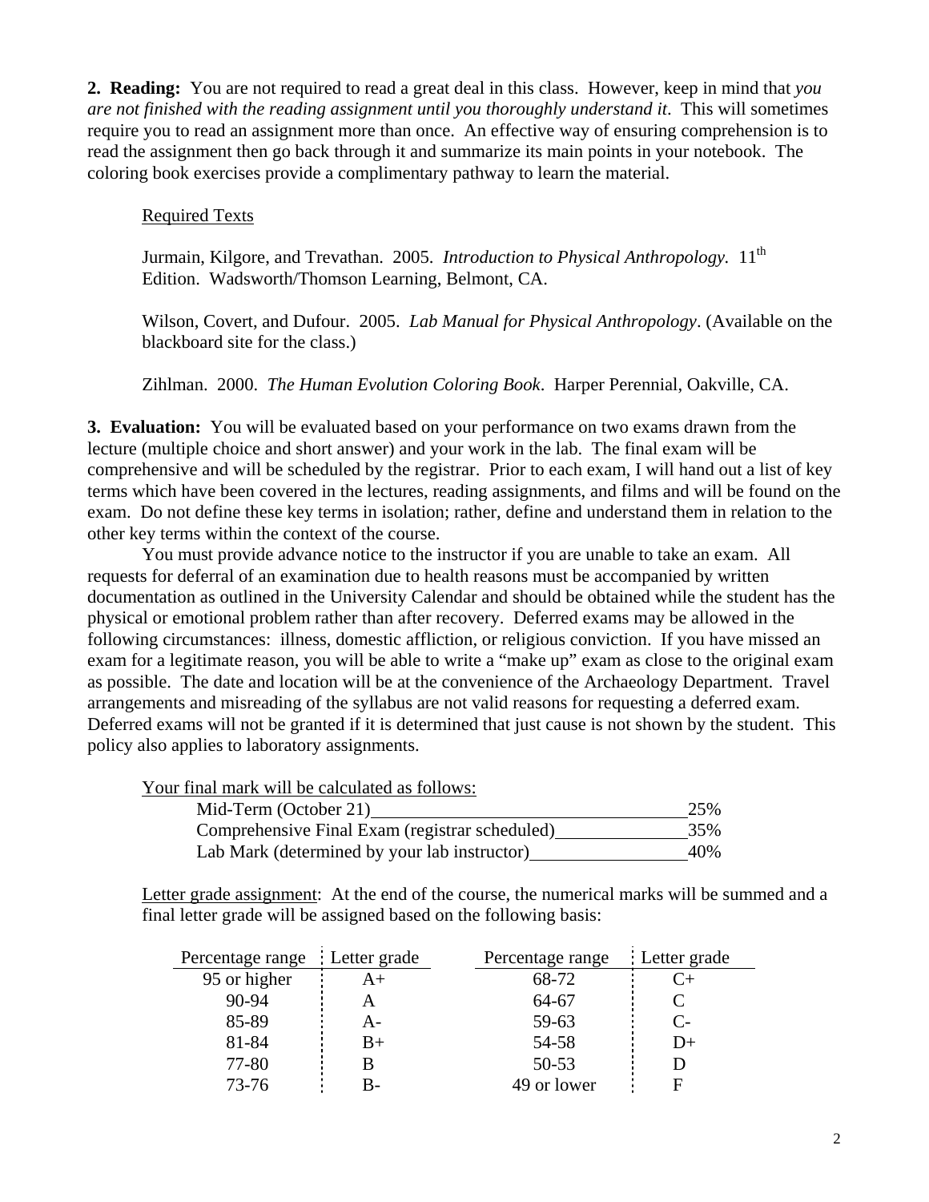**2. Reading:** You are not required to read a great deal in this class. However, keep in mind that *you are not finished with the reading assignment until you thoroughly understand it*. This will sometimes require you to read an assignment more than once. An effective way of ensuring comprehension is to read the assignment then go back through it and summarize its main points in your notebook. The coloring book exercises provide a complimentary pathway to learn the material.

Required Texts

Jurmain, Kilgore, and Trevathan. 2005. *Introduction to Physical Anthropology.* 11th Edition. Wadsworth/Thomson Learning, Belmont, CA.

Wilson, Covert, and Dufour. 2005. *Lab Manual for Physical Anthropology*. (Available on the blackboard site for the class.)

Zihlman. 2000. *The Human Evolution Coloring Book*. Harper Perennial, Oakville, CA.

**3. Evaluation:** You will be evaluated based on your performance on two exams drawn from the lecture (multiple choice and short answer) and your work in the lab. The final exam will be comprehensive and will be scheduled by the registrar. Prior to each exam, I will hand out a list of key terms which have been covered in the lectures, reading assignments, and films and will be found on the exam. Do not define these key terms in isolation; rather, define and understand them in relation to the other key terms within the context of the course.

You must provide advance notice to the instructor if you are unable to take an exam. All requests for deferral of an examination due to health reasons must be accompanied by written documentation as outlined in the University Calendar and should be obtained while the student has the physical or emotional problem rather than after recovery. Deferred exams may be allowed in the following circumstances: illness, domestic affliction, or religious conviction. If you have missed an exam for a legitimate reason, you will be able to write a "make up" exam as close to the original exam as possible. The date and location will be at the convenience of the Archaeology Department. Travel arrangements and misreading of the syllabus are not valid reasons for requesting a deferred exam. Deferred exams will not be granted if it is determined that just cause is not shown by the student. This policy also applies to laboratory assignments.

Your final mark will be calculated as follows:

| Component | Weight |
|---|---|
| Mid-Term (October 21) | 25% |
| Comprehensive Final Exam (registrar scheduled) | 35% |
| Lab Mark (determined by your lab instructor) | 40% |

Letter grade assignment: At the end of the course, the numerical marks will be summed and a final letter grade will be assigned based on the following basis:

| Percentage range | Letter grade | Percentage range | Letter grade |
|---|---|---|---|
| 95 or higher | A+ | 68-72 | C+ |
| 90-94 | A | 64-67 | C |
| 85-89 | A- | 59-63 | C- |
| 81-84 | B+ | 54-58 | D+ |
| 77-80 | B | 50-53 | D |
| 73-76 | B- | 49 or lower | F |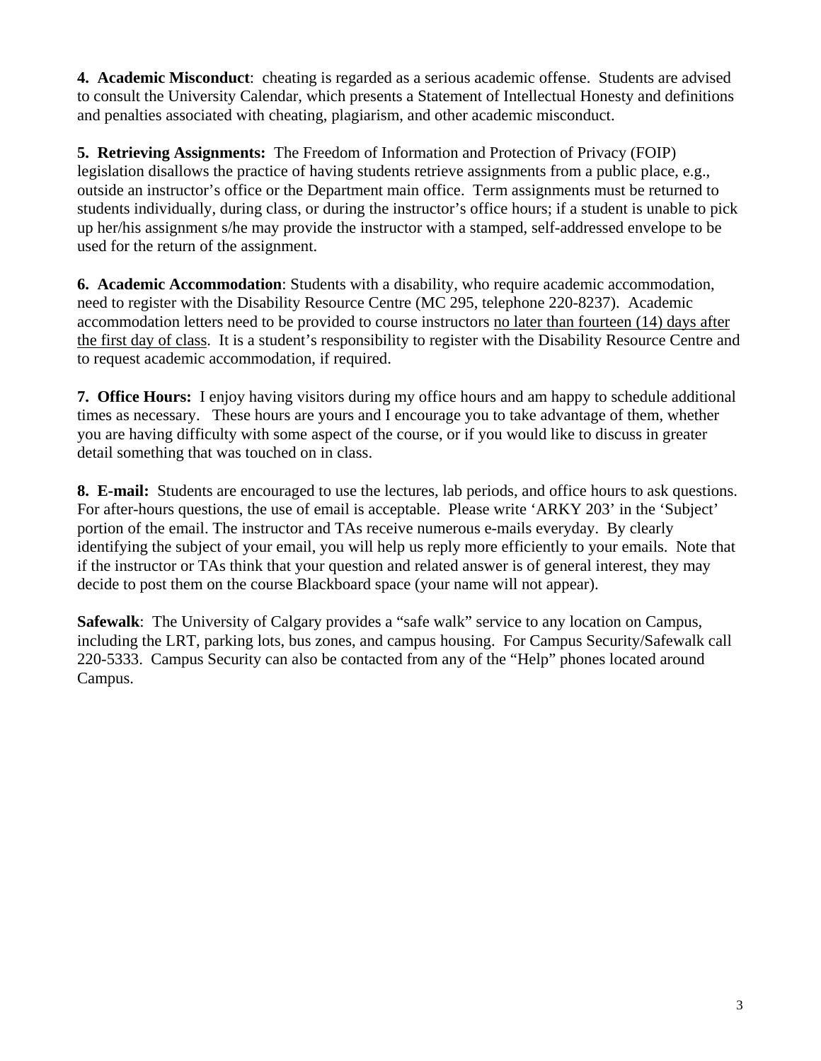**4. Academic Misconduct**: cheating is regarded as a serious academic offense. Students are advised to consult the University Calendar, which presents a Statement of Intellectual Honesty and definitions and penalties associated with cheating, plagiarism, and other academic misconduct.

**5. Retrieving Assignments:** The Freedom of Information and Protection of Privacy (FOIP) legislation disallows the practice of having students retrieve assignments from a public place, e.g., outside an instructor's office or the Department main office. Term assignments must be returned to students individually, during class, or during the instructor's office hours; if a student is unable to pick up her/his assignment s/he may provide the instructor with a stamped, self-addressed envelope to be used for the return of the assignment.

**6. Academic Accommodation**: Students with a disability, who require academic accommodation, need to register with the Disability Resource Centre (MC 295, telephone 220-8237). Academic accommodation letters need to be provided to course instructors <u>no later than fourteen (14) days after the first day of class</u>. It is a student's responsibility to register with the Disability Resource Centre and to request academic accommodation, if required.

**7. Office Hours:** I enjoy having visitors during my office hours and am happy to schedule additional times as necessary. These hours are yours and I encourage you to take advantage of them, whether you are having difficulty with some aspect of the course, or if you would like to discuss in greater detail something that was touched on in class.

**8. E-mail:** Students are encouraged to use the lectures, lab periods, and office hours to ask questions. For after-hours questions, the use of email is acceptable. Please write 'ARKY 203' in the 'Subject' portion of the email. The instructor and TAs receive numerous e-mails everyday. By clearly identifying the subject of your email, you will help us reply more efficiently to your emails. Note that if the instructor or TAs think that your question and related answer is of general interest, they may decide to post them on the course Blackboard space (your name will not appear).

**Safewalk**: The University of Calgary provides a "safe walk" service to any location on Campus, including the LRT, parking lots, bus zones, and campus housing. For Campus Security/Safewalk call 220-5333. Campus Security can also be contacted from any of the "Help" phones located around Campus.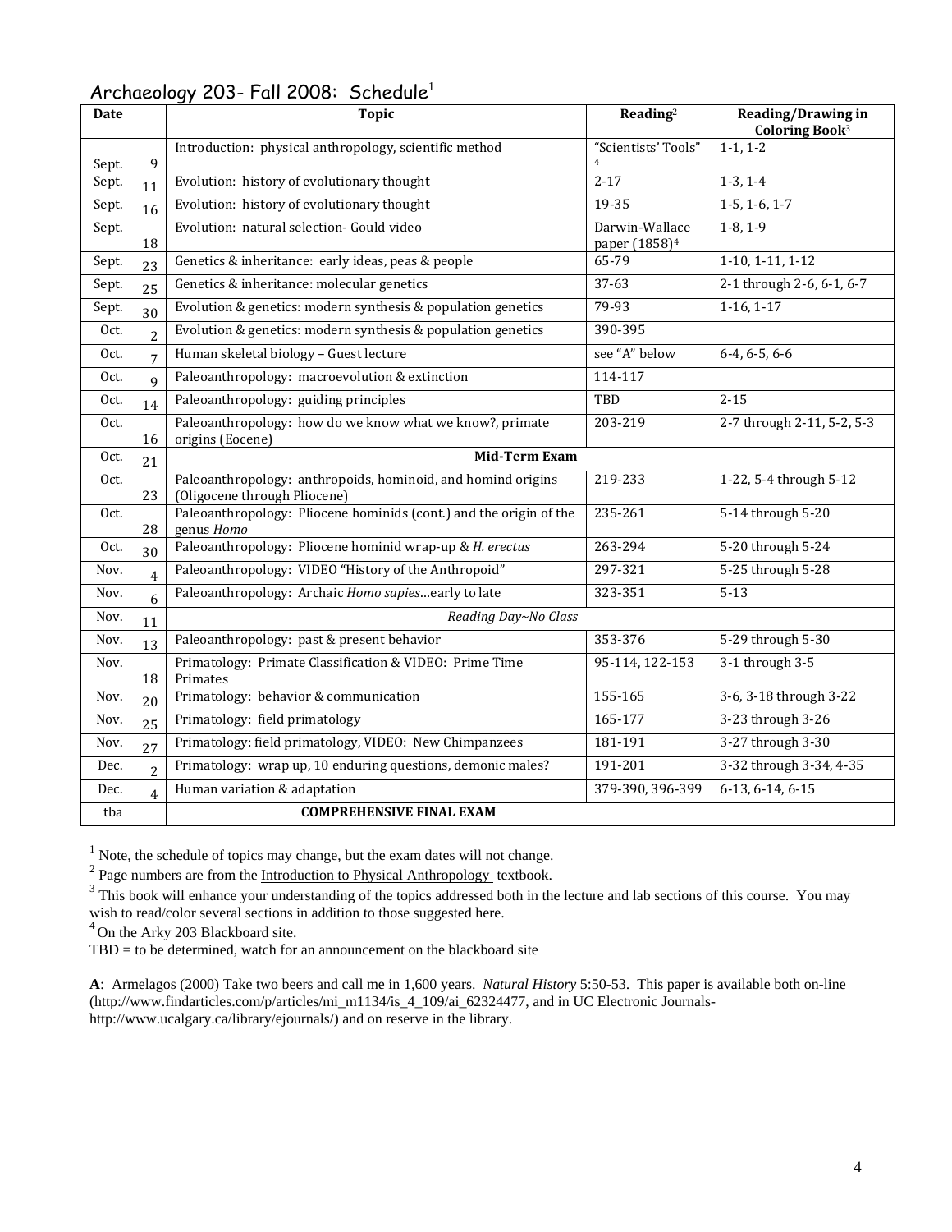## Archaeology 203- Fall 2008: Schedule[1]

| Date | Topic | Reading[2] | Reading/Drawing in Coloring Book[3] |
|---|---|---|---|
| Sept. 9 | Introduction: physical anthropology, scientific method | "Scientists' Tools"[4] | 1-1, 1-2 |
| Sept. 11 | Evolution: history of evolutionary thought | 2-17 | 1-3, 1-4 |
| Sept. 16 | Evolution: history of evolutionary thought | 19-35 | 1-5, 1-6, 1-7 |
| Sept. 18 | Evolution: natural selection- Gould video | Darwin-Wallace paper (1858)[4] | 1-8, 1-9 |
| Sept. 23 | Genetics & inheritance: early ideas, peas & people | 65-79 | 1-10, 1-11, 1-12 |
| Sept. 25 | Genetics & inheritance: molecular genetics | 37-63 | 2-1 through 2-6, 6-1, 6-7 |
| Sept. 30 | Evolution & genetics: modern synthesis & population genetics | 79-93 | 1-16, 1-17 |
| Oct. 2 | Evolution & genetics: modern synthesis & population genetics | 390-395 | |
| Oct. 7 | Human skeletal biology – Guest lecture | see "A" below | 6-4, 6-5, 6-6 |
| Oct. 9 | Paleoanthropology: macroevolution & extinction | 114-117 | |
| Oct. 14 | Paleoanthropology: guiding principles | TBD | 2-15 |
| Oct. 16 | Paleoanthropology: how do we know what we know?, primate origins (Eocene) | 203-219 | 2-7 through 2-11, 5-2, 5-3 |
| Oct. 21 | **Mid-Term Exam** | | |
| Oct. 23 | Paleoanthropology: anthropoids, hominoid, and homind origins (Oligocene through Pliocene) | 219-233 | 1-22, 5-4 through 5-12 |
| Oct. 28 | Paleoanthropology: Pliocene hominids (cont.) and the origin of the genus *Homo* | 235-261 | 5-14 through 5-20 |
| Oct. 30 | Paleoanthropology: Pliocene hominid wrap-up & *H. erectus* | 263-294 | 5-20 through 5-24 |
| Nov. 4 | Paleoanthropology: VIDEO "History of the Anthropoid" | 297-321 | 5-25 through 5-28 |
| Nov. 6 | Paleoanthropology: Archaic *Homo sapies*…early to late | 323-351 | 5-13 |
| Nov. 11 | *Reading Day~No Class* | | |
| Nov. 13 | Paleoanthropology: past & present behavior | 353-376 | 5-29 through 5-30 |
| Nov. 18 | Primatology: Primate Classification & VIDEO: Prime Time Primates | 95-114, 122-153 | 3-1 through 3-5 |
| Nov. 20 | Primatology: behavior & communication | 155-165 | 3-6, 3-18 through 3-22 |
| Nov. 25 | Primatology: field primatology | 165-177 | 3-23 through 3-26 |
| Nov. 27 | Primatology: field primatology, VIDEO: New Chimpanzees | 181-191 | 3-27 through 3-30 |
| Dec. 2 | Primatology: wrap up, 10 enduring questions, demonic males? | 191-201 | 3-32 through 3-34, 4-35 |
| Dec. 4 | Human variation & adaptation | 379-390, 396-399 | 6-13, 6-14, 6-15 |
| tba | **COMPREHENSIVE FINAL EXAM** | | |

[1] Note, the schedule of topics may change, but the exam dates will not change.

[2] Page numbers are from the Introduction to Physical Anthropology textbook.

[3] This book will enhance your understanding of the topics addressed both in the lecture and lab sections of this course. You may wish to read/color several sections in addition to those suggested here.

[4] On the Arky 203 Blackboard site.

TBD = to be determined, watch for an announcement on the blackboard site

**A**: Armelagos (2000) Take two beers and call me in 1,600 years. *Natural History* 5:50-53. This paper is available both on-line (http://www.findarticles.com/p/articles/mi_m1134/is_4_109/ai_62324477, and in UC Electronic Journals- http://www.ucalgary.ca/library/ejournals/) and on reserve in the library.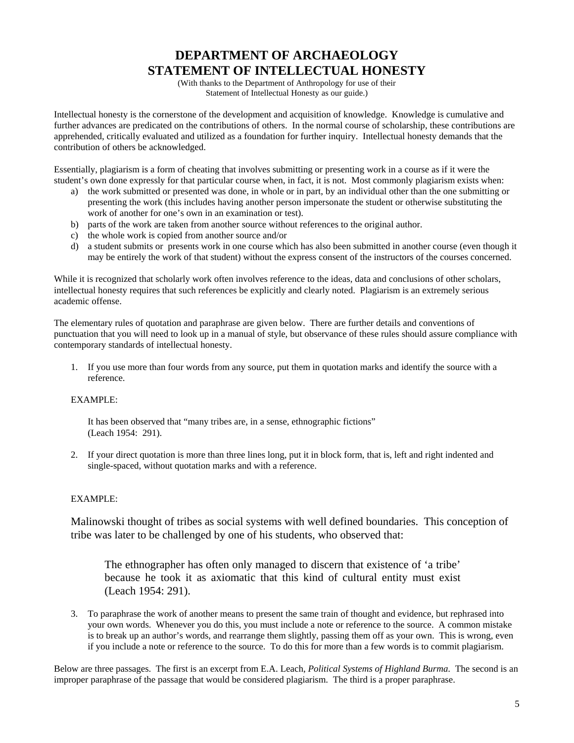# DEPARTMENT OF ARCHAEOLOGY
# STATEMENT OF INTELLECTUAL HONESTY

(With thanks to the Department of Anthropology for use of their
Statement of Intellectual Honesty as our guide.)

Intellectual honesty is the cornerstone of the development and acquisition of knowledge. Knowledge is cumulative and further advances are predicated on the contributions of others. In the normal course of scholarship, these contributions are apprehended, critically evaluated and utilized as a foundation for further inquiry. Intellectual honesty demands that the contribution of others be acknowledged.

Essentially, plagiarism is a form of cheating that involves submitting or presenting work in a course as if it were the student's own done expressly for that particular course when, in fact, it is not. Most commonly plagiarism exists when:

a) the work submitted or presented was done, in whole or in part, by an individual other than the one submitting or presenting the work (this includes having another person impersonate the student or otherwise substituting the work of another for one's own in an examination or test).
b) parts of the work are taken from another source without references to the original author.
c) the whole work is copied from another source and/or
d) a student submits or presents work in one course which has also been submitted in another course (even though it may be entirely the work of that student) without the express consent of the instructors of the courses concerned.

While it is recognized that scholarly work often involves reference to the ideas, data and conclusions of other scholars, intellectual honesty requires that such references be explicitly and clearly noted. Plagiarism is an extremely serious academic offense.

The elementary rules of quotation and paraphrase are given below. There are further details and conventions of punctuation that you will need to look up in a manual of style, but observance of these rules should assure compliance with contemporary standards of intellectual honesty.

1. If you use more than four words from any source, put them in quotation marks and identify the source with a reference.

   EXAMPLE:

   It has been observed that "many tribes are, in a sense, ethnographic fictions" (Leach 1954: 291).

2. If your direct quotation is more than three lines long, put it in block form, that is, left and right indented and single-spaced, without quotation marks and with a reference.

   EXAMPLE:

   Malinowski thought of tribes as social systems with well defined boundaries. This conception of tribe was later to be challenged by one of his students, who observed that:

   > The ethnographer has often only managed to discern that existence of 'a tribe' because he took it as axiomatic that this kind of cultural entity must exist (Leach 1954: 291).

3. To paraphrase the work of another means to present the same train of thought and evidence, but rephrased into your own words. Whenever you do this, you must include a note or reference to the source. A common mistake is to break up an author's words, and rearrange them slightly, passing them off as your own. This is wrong, even if you include a note or reference to the source. To do this for more than a few words is to commit plagiarism.

Below are three passages. The first is an excerpt from E.A. Leach, *Political Systems of Highland Burma*. The second is an improper paraphrase of the passage that would be considered plagiarism. The third is a proper paraphrase.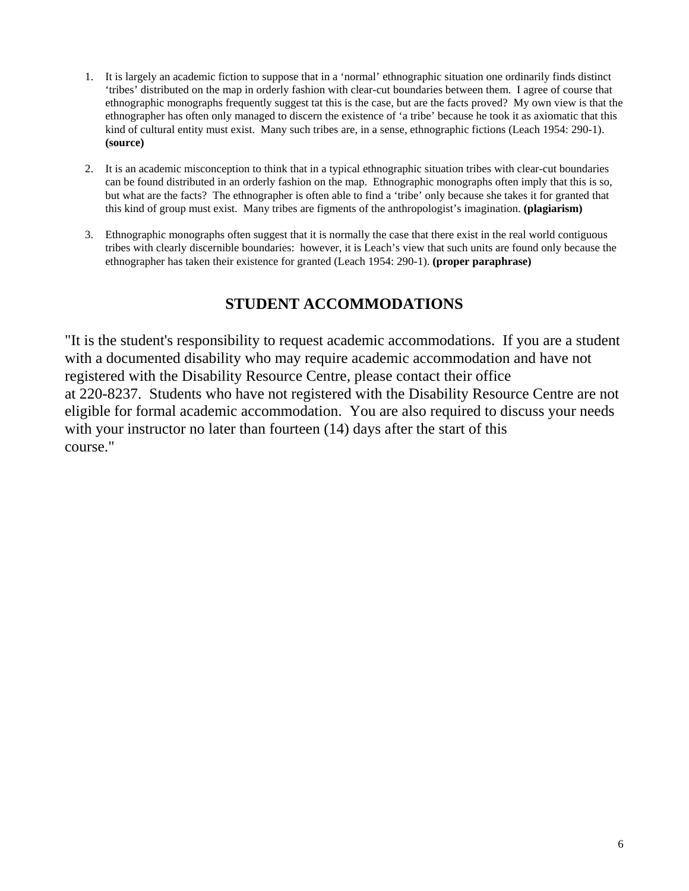1. It is largely an academic fiction to suppose that in a 'normal' ethnographic situation one ordinarily finds distinct 'tribes' distributed on the map in orderly fashion with clear-cut boundaries between them. I agree of course that ethnographic monographs frequently suggest tat this is the case, but are the facts proved? My own view is that the ethnographer has often only managed to discern the existence of 'a tribe' because he took it as axiomatic that this kind of cultural entity must exist. Many such tribes are, in a sense, ethnographic fictions (Leach 1954: 290-1). **(source)**

2. It is an academic misconception to think that in a typical ethnographic situation tribes with clear-cut boundaries can be found distributed in an orderly fashion on the map. Ethnographic monographs often imply that this is so, but what are the facts? The ethnographer is often able to find a 'tribe' only because she takes it for granted that this kind of group must exist. Many tribes are figments of the anthropologist's imagination. **(plagiarism)**

3. Ethnographic monographs often suggest that it is normally the case that there exist in the real world contiguous tribes with clearly discernible boundaries: however, it is Leach's view that such units are found only because the ethnographer has taken their existence for granted (Leach 1954: 290-1). **(proper paraphrase)**

## STUDENT ACCOMMODATIONS

"It is the student's responsibility to request academic accommodations. If you are a student with a documented disability who may require academic accommodation and have not registered with the Disability Resource Centre, please contact their office at 220-8237. Students who have not registered with the Disability Resource Centre are not eligible for formal academic accommodation. You are also required to discuss your needs with your instructor no later than fourteen (14) days after the start of this course."